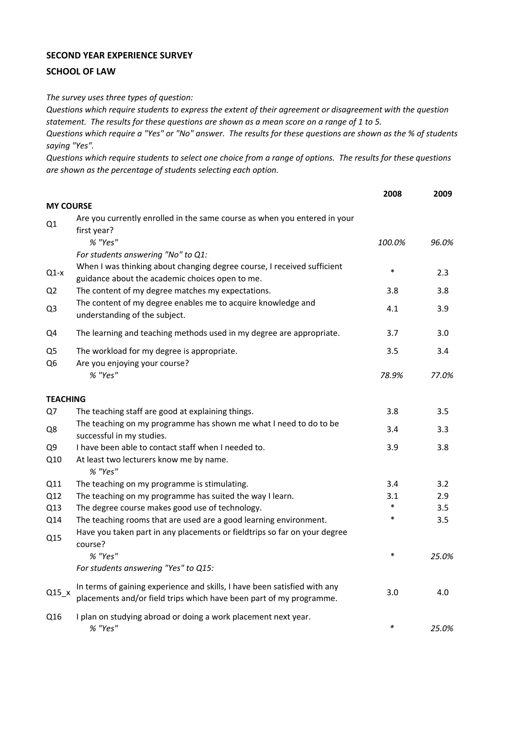**SECOND YEAR EXPERIENCE SURVEY**

**SCHOOL OF LAW**

*The survey uses three types of question:*
*Questions which require students to express the extent of their agreement or disagreement with the question statement. The results for these questions are shown as a mean score on a range of 1 to 5.*
*Questions which require a "Yes" or "No" answer. The results for these questions are shown as the % of students saying "Yes".*
*Questions which require students to select one choice from a range of options. The results for these questions are shown as the percentage of students selecting each option.*

| | | 2008 | 2009 |
|---|---|---|---|
| **MY COURSE** | | | |
| Q1 | Are you currently enrolled in the same course as when you entered in your first year? | | |
| | *% "Yes"* | *100.0%* | *96.0%* |
| | *For students answering "No" to Q1:* | | |
| Q1-x | When I was thinking about changing degree course, I received sufficient guidance about the academic choices open to me. | * | 2.3 |
| Q2 | The content of my degree matches my expectations. | 3.8 | 3.8 |
| Q3 | The content of my degree enables me to acquire knowledge and understanding of the subject. | 4.1 | 3.9 |
| Q4 | The learning and teaching methods used in my degree are appropriate. | 3.7 | 3.0 |
| Q5 | The workload for my degree is appropriate. | 3.5 | 3.4 |
| Q6 | Are you enjoying your course? | | |
| | *% "Yes"* | *78.9%* | *77.0%* |
| **TEACHING** | | | |
| Q7 | The teaching staff are good at explaining things. | 3.8 | 3.5 |
| Q8 | The teaching on my programme has shown me what I need to do to be successful in my studies. | 3.4 | 3.3 |
| Q9 | I have been able to contact staff when I needed to. | 3.9 | 3.8 |
| Q10 | At least two lecturers know me by name. | | |
| | *% "Yes"* | | |
| Q11 | The teaching on my programme is stimulating. | 3.4 | 3.2 |
| Q12 | The teaching on my programme has suited the way I learn. | 3.1 | 2.9 |
| Q13 | The degree course makes good use of technology. | * | 3.5 |
| Q14 | The teaching rooms that are used are a good learning environment. | * | 3.5 |
| Q15 | Have you taken part in any placements or fieldtrips so far on your degree course? | | |
| | *% "Yes"* | * | *25.0%* |
| | *For students answering "Yes" to Q15:* | | |
| Q15_x | In terms of gaining experience and skills, I have been satisfied with any placements and/or field trips which have been part of my programme. | 3.0 | 4.0 |
| Q16 | I plan on studying abroad or doing a work placement next year. | | |
| | *% "Yes"* | * | *25.0%* |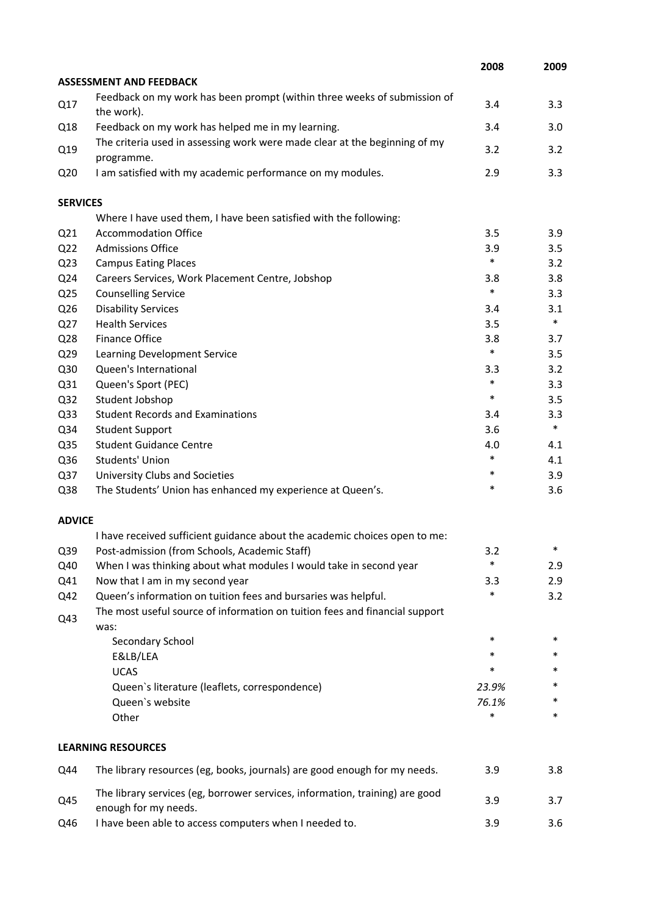| | | 2008 | 2009 |
|---|---|---|---|
| **ASSESSMENT AND FEEDBACK** | | | |
| Q17 | Feedback on my work has been prompt (within three weeks of submission of the work). | 3.4 | 3.3 |
| Q18 | Feedback on my work has helped me in my learning. | 3.4 | 3.0 |
| Q19 | The criteria used in assessing work were made clear at the beginning of my programme. | 3.2 | 3.2 |
| Q20 | I am satisfied with my academic performance on my modules. | 2.9 | 3.3 |
| **SERVICES** | | | |
| | Where I have used them, I have been satisfied with the following: | | |
| Q21 | Accommodation Office | 3.5 | 3.9 |
| Q22 | Admissions Office | 3.9 | 3.5 |
| Q23 | Campus Eating Places | * | 3.2 |
| Q24 | Careers Services, Work Placement Centre, Jobshop | 3.8 | 3.8 |
| Q25 | Counselling Service | * | 3.3 |
| Q26 | Disability Services | 3.4 | 3.1 |
| Q27 | Health Services | 3.5 | * |
| Q28 | Finance Office | 3.8 | 3.7 |
| Q29 | Learning Development Service | * | 3.5 |
| Q30 | Queen's International | 3.3 | 3.2 |
| Q31 | Queen's Sport (PEC) | * | 3.3 |
| Q32 | Student Jobshop | * | 3.5 |
| Q33 | Student Records and Examinations | 3.4 | 3.3 |
| Q34 | Student Support | 3.6 | * |
| Q35 | Student Guidance Centre | 4.0 | 4.1 |
| Q36 | Students' Union | * | 4.1 |
| Q37 | University Clubs and Societies | * | 3.9 |
| Q38 | The Students' Union has enhanced my experience at Queen's. | * | 3.6 |
| **ADVICE** | | | |
| | I have received sufficient guidance about the academic choices open to me: | | |
| Q39 | Post-admission (from Schools, Academic Staff) | 3.2 | * |
| Q40 | When I was thinking about what modules I would take in second year | * | 2.9 |
| Q41 | Now that I am in my second year | 3.3 | 2.9 |
| Q42 | Queen's information on tuition fees and bursaries was helpful. | * | 3.2 |
| Q43 | The most useful source of information on tuition fees and financial support was: | | |
| | Secondary School | * | * |
| | E&LB/LEA | * | * |
| | UCAS | * | * |
| | Queen`s literature (leaflets, correspondence) | *23.9%* | * |
| | Queen`s website | *76.1%* | * |
| | Other | * | * |
| **LEARNING RESOURCES** | | | |
| Q44 | The library resources (eg, books, journals) are good enough for my needs. | 3.9 | 3.8 |
| Q45 | The library services (eg, borrower services, information, training) are good enough for my needs. | 3.9 | 3.7 |
| Q46 | I have been able to access computers when I needed to. | 3.9 | 3.6 |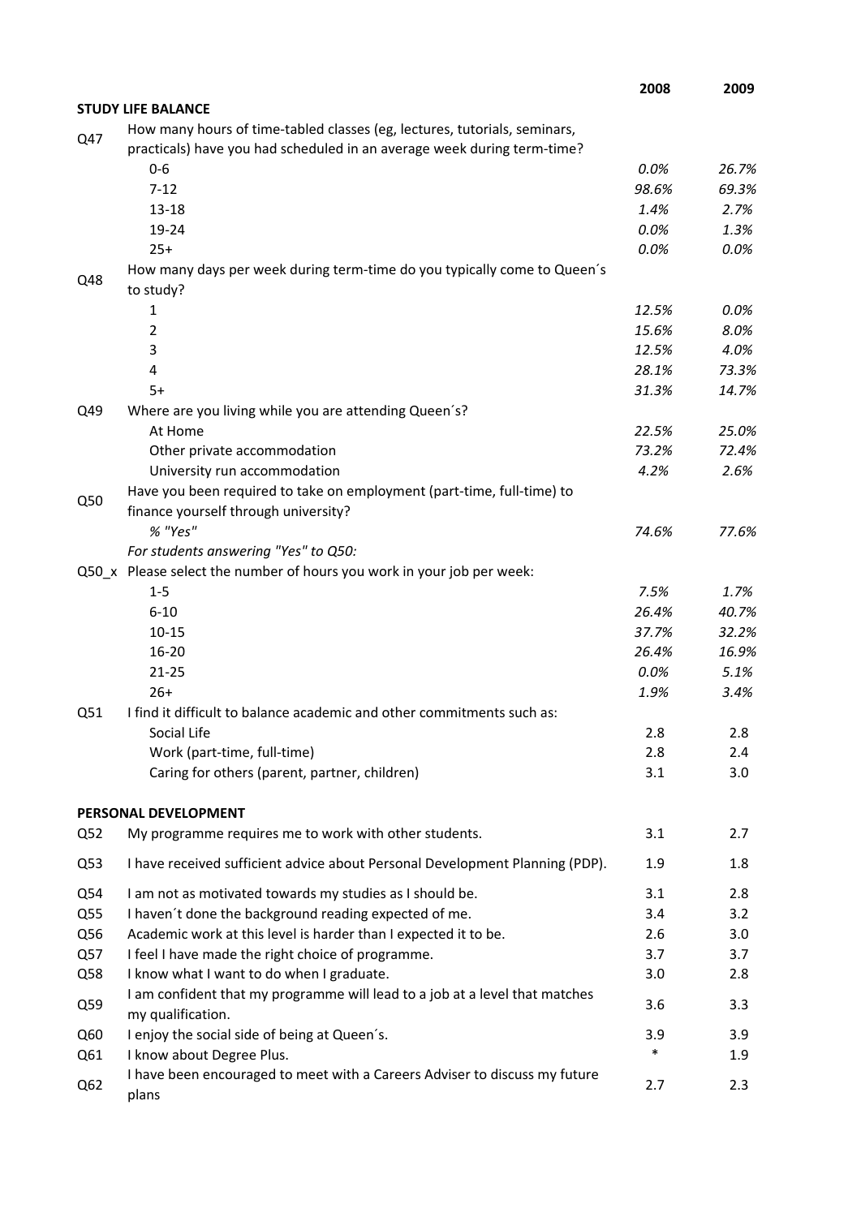| | | 2008 | 2009 |
|---|---|---|---|
| **STUDY LIFE BALANCE** | | | |
| Q47 | How many hours of time-tabled classes (eg, lectures, tutorials, seminars, practicals) have you had scheduled in an average week during term-time? | | |
| | 0-6 | *0.0%* | *26.7%* |
| | 7-12 | *98.6%* | *69.3%* |
| | 13-18 | *1.4%* | *2.7%* |
| | 19-24 | *0.0%* | *1.3%* |
| | 25+ | *0.0%* | *0.0%* |
| Q48 | How many days per week during term-time do you typically come to Queen´s to study? | | |
| | 1 | *12.5%* | *0.0%* |
| | 2 | *15.6%* | *8.0%* |
| | 3 | *12.5%* | *4.0%* |
| | 4 | *28.1%* | *73.3%* |
| | 5+ | *31.3%* | *14.7%* |
| Q49 | Where are you living while you are attending Queen´s? | | |
| | At Home | *22.5%* | *25.0%* |
| | Other private accommodation | *73.2%* | *72.4%* |
| | University run accommodation | *4.2%* | *2.6%* |
| Q50 | Have you been required to take on employment (part-time, full-time) to finance yourself through university? | | |
| | *% "Yes"* | *74.6%* | *77.6%* |
| | *For students answering "Yes" to Q50:* | | |
| Q50_x | Please select the number of hours you work in your job per week: | | |
| | 1-5 | *7.5%* | *1.7%* |
| | 6-10 | *26.4%* | *40.7%* |
| | 10-15 | *37.7%* | *32.2%* |
| | 16-20 | *26.4%* | *16.9%* |
| | 21-25 | *0.0%* | *5.1%* |
| | 26+ | *1.9%* | *3.4%* |
| Q51 | I find it difficult to balance academic and other commitments such as: | | |
| | Social Life | 2.8 | 2.8 |
| | Work (part-time, full-time) | 2.8 | 2.4 |
| | Caring for others (parent, partner, children) | 3.1 | 3.0 |
| **PERSONAL DEVELOPMENT** | | | |
| Q52 | My programme requires me to work with other students. | 3.1 | 2.7 |
| Q53 | I have received sufficient advice about Personal Development Planning (PDP). | 1.9 | 1.8 |
| Q54 | I am not as motivated towards my studies as I should be. | 3.1 | 2.8 |
| Q55 | I haven´t done the background reading expected of me. | 3.4 | 3.2 |
| Q56 | Academic work at this level is harder than I expected it to be. | 2.6 | 3.0 |
| Q57 | I feel I have made the right choice of programme. | 3.7 | 3.7 |
| Q58 | I know what I want to do when I graduate. | 3.0 | 2.8 |
| Q59 | I am confident that my programme will lead to a job at a level that matches my qualification. | 3.6 | 3.3 |
| Q60 | I enjoy the social side of being at Queen´s. | 3.9 | 3.9 |
| Q61 | I know about Degree Plus. | * | 1.9 |
| Q62 | I have been encouraged to meet with a Careers Adviser to discuss my future plans | 2.7 | 2.3 |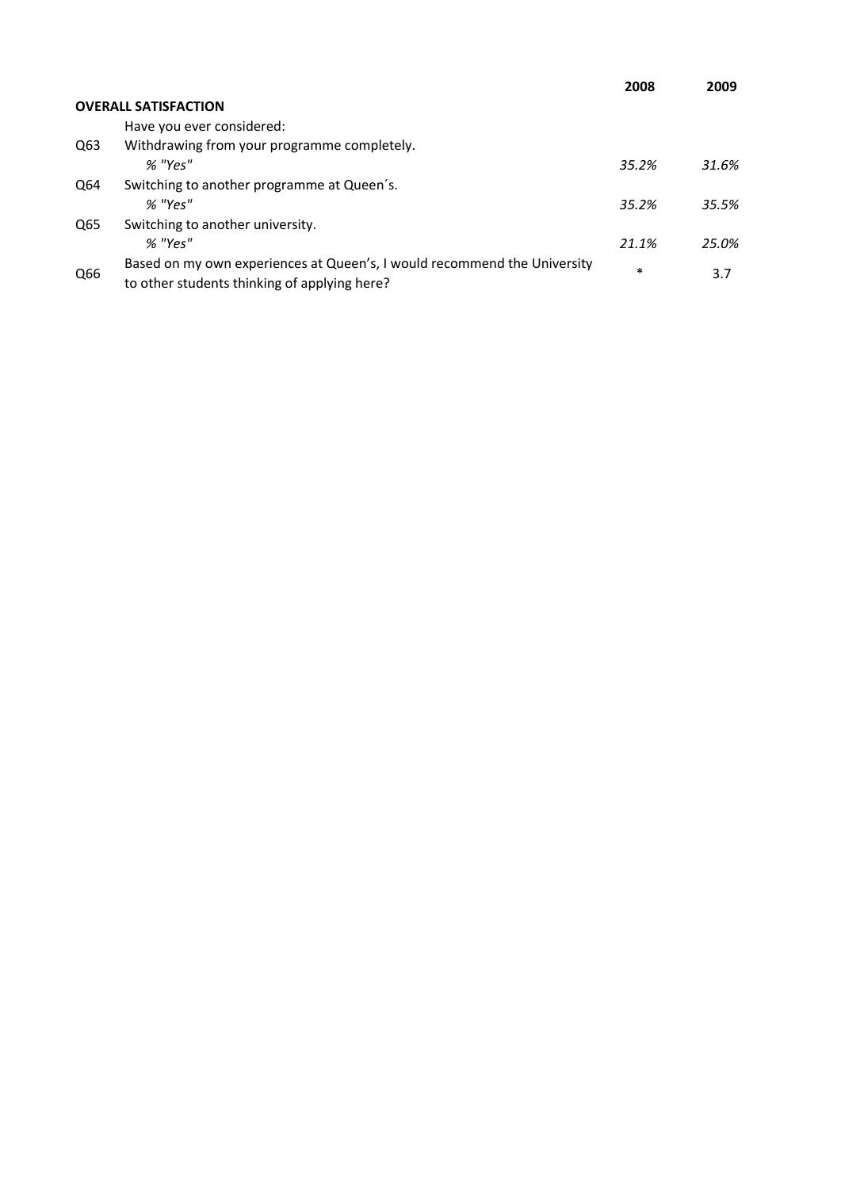| | | 2008 | 2009 |
|---|---|---|---|
| **OVERALL SATISFACTION** | | | |
| | Have you ever considered: | | |
| Q63 | Withdrawing from your programme completely. | | |
| | *% "Yes"* | *35.2%* | *31.6%* |
| Q64 | Switching to another programme at Queen´s. | | |
| | *% "Yes"* | *35.2%* | *35.5%* |
| Q65 | Switching to another university. | | |
| | *% "Yes"* | *21.1%* | *25.0%* |
| Q66 | Based on my own experiences at Queen's, I would recommend the University to other students thinking of applying here? | * | 3.7 |